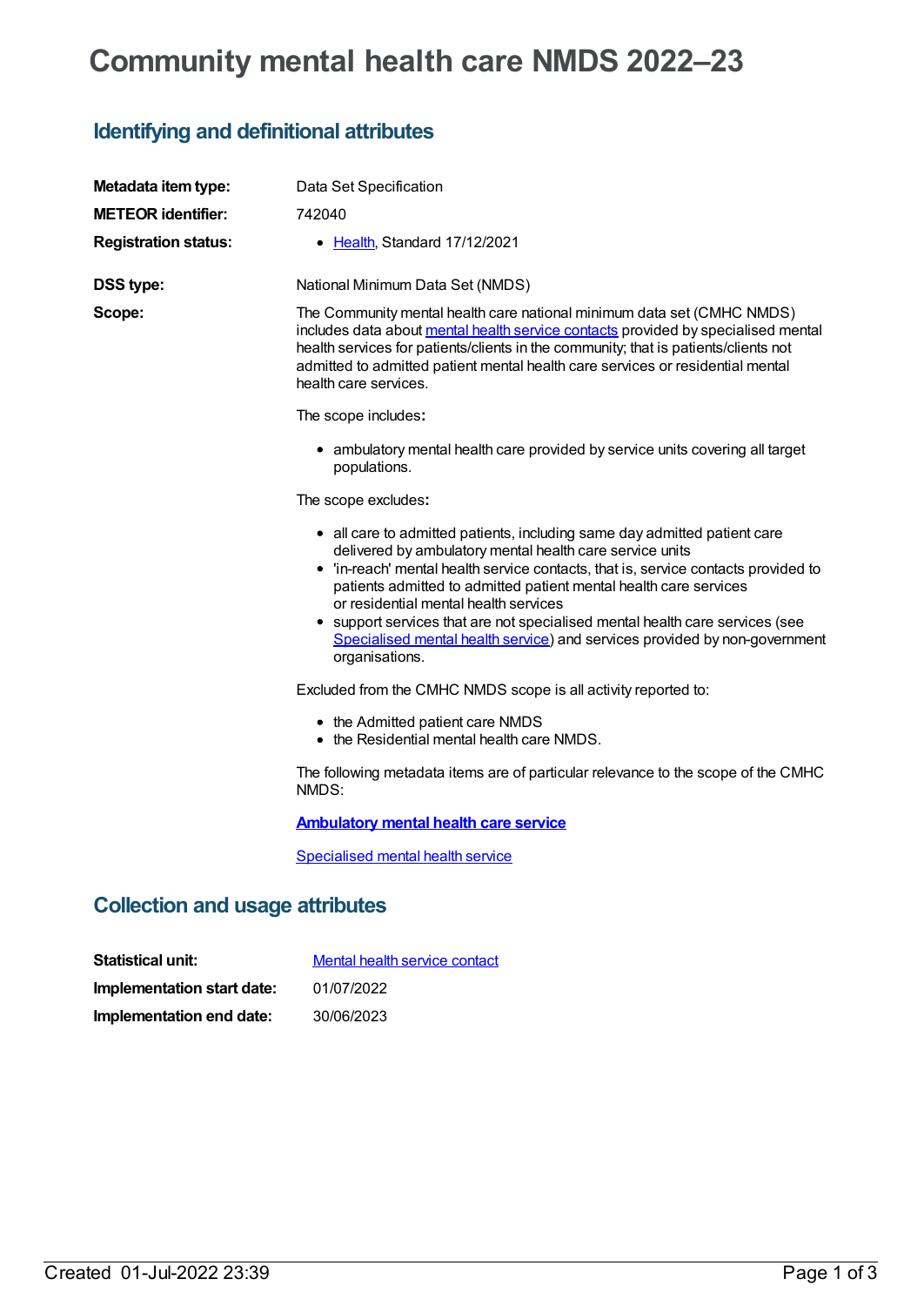# Community mental health care NMDS 2022–23

## Identifying and definitional attributes

**Metadata item type:** Data Set Specification

**METEOR identifier:** 742040

**Registration status:**

- Health, Standard 17/12/2021

**DSS type:** National Minimum Data Set (NMDS)

**Scope:**

The Community mental health care national minimum data set (CMHC NMDS) includes data about mental health service contacts provided by specialised mental health services for patients/clients in the community; that is patients/clients not admitted to admitted patient mental health care services or residential mental health care services.

The scope includes**:**

- ambulatory mental health care provided by service units covering all target populations.

The scope excludes**:**

- all care to admitted patients, including same day admitted patient care delivered by ambulatory mental health care service units
- 'in-reach' mental health service contacts, that is, service contacts provided to patients admitted to admitted patient mental health care services or residential mental health services
- support services that are not specialised mental health care services (see Specialised mental health service) and services provided by non-government organisations.

Excluded from the CMHC NMDS scope is all activity reported to:

- the Admitted patient care NMDS
- the Residential mental health care NMDS.

The following metadata items are of particular relevance to the scope of the CMHC NMDS:

**Ambulatory mental health care service**

Specialised mental health service

## Collection and usage attributes

**Statistical unit:** Mental health service contact

**Implementation start date:** 01/07/2022

**Implementation end date:** 30/06/2023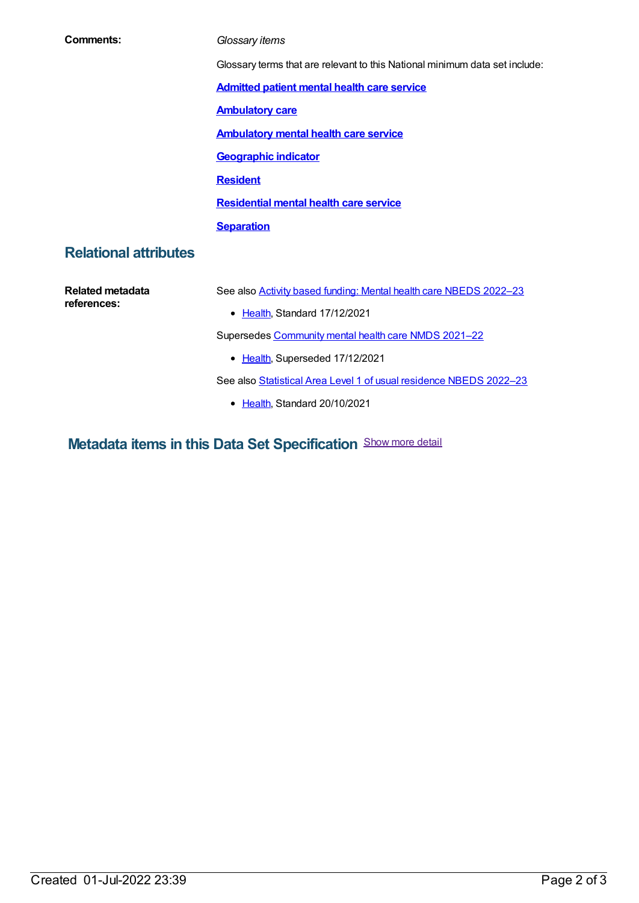**Comments:**

*Glossary items*

Glossary terms that are relevant to this National minimum data set include:

**Admitted patient mental health care service**

**Ambulatory care**

**Ambulatory mental health care service**

**Geographic indicator**

**Resident**

**Residential mental health care service**

**Separation**

## Relational attributes

**Related metadata references:**

See also Activity based funding: Mental health care NBEDS 2022–23

- Health, Standard 17/12/2021

Supersedes Community mental health care NMDS 2021–22

- Health, Superseded 17/12/2021

See also Statistical Area Level 1 of usual residence NBEDS 2022–23

- Health, Standard 20/10/2021

## Metadata items in this Data Set Specification

Show more detail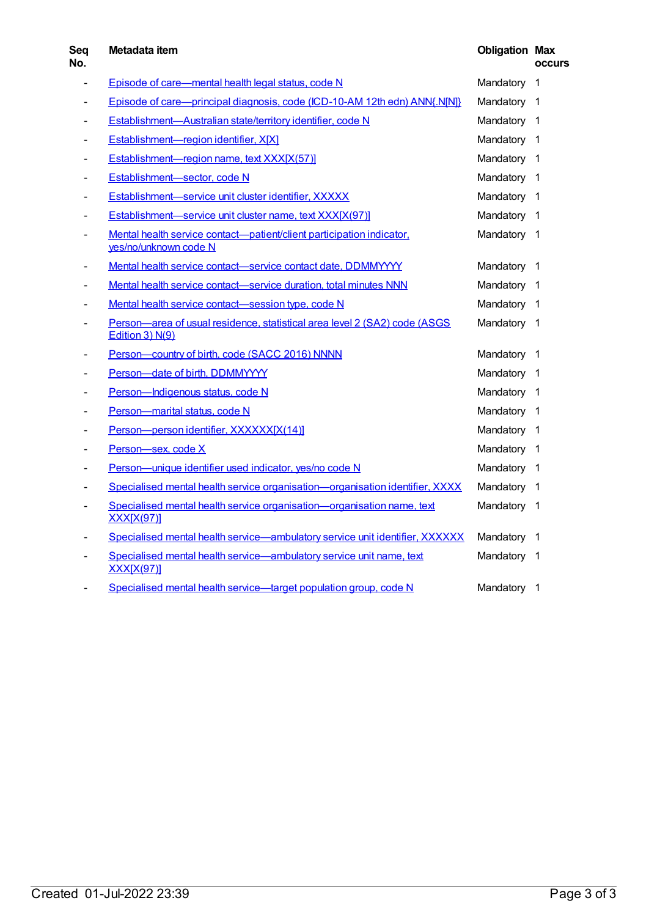| Seq No. | Metadata item | Obligation | Max occurs |
| --- | --- | --- | --- |
| - | Episode of care—mental health legal status, code N | Mandatory | 1 |
| - | Episode of care—principal diagnosis, code (ICD-10-AM 12th edn) ANN{.N[N]} | Mandatory | 1 |
| - | Establishment—Australian state/territory identifier, code N | Mandatory | 1 |
| - | Establishment—region identifier, X[X] | Mandatory | 1 |
| - | Establishment—region name, text XXX[X(57)] | Mandatory | 1 |
| - | Establishment—sector, code N | Mandatory | 1 |
| - | Establishment—service unit cluster identifier, XXXXX | Mandatory | 1 |
| - | Establishment—service unit cluster name, text XXX[X(97)] | Mandatory | 1 |
| - | Mental health service contact—patient/client participation indicator, yes/no/unknown code N | Mandatory | 1 |
| - | Mental health service contact—service contact date, DDMMYYYY | Mandatory | 1 |
| - | Mental health service contact—service duration, total minutes NNN | Mandatory | 1 |
| - | Mental health service contact—session type, code N | Mandatory | 1 |
| - | Person—area of usual residence, statistical area level 2 (SA2) code (ASGS Edition 3) N(9) | Mandatory | 1 |
| - | Person—country of birth, code (SACC 2016) NNNN | Mandatory | 1 |
| - | Person—date of birth, DDMMYYYY | Mandatory | 1 |
| - | Person—Indigenous status, code N | Mandatory | 1 |
| - | Person—marital status, code N | Mandatory | 1 |
| - | Person—person identifier, XXXXXX[X(14)] | Mandatory | 1 |
| - | Person—sex, code X | Mandatory | 1 |
| - | Person—unique identifier used indicator, yes/no code N | Mandatory | 1 |
| - | Specialised mental health service organisation—organisation identifier, XXXX | Mandatory | 1 |
| - | Specialised mental health service organisation—organisation name, text XXX[X(97)] | Mandatory | 1 |
| - | Specialised mental health service—ambulatory service unit identifier, XXXXXX | Mandatory | 1 |
| - | Specialised mental health service—ambulatory service unit name, text XXX[X(97)] | Mandatory | 1 |
| - | Specialised mental health service—target population group, code N | Mandatory | 1 |